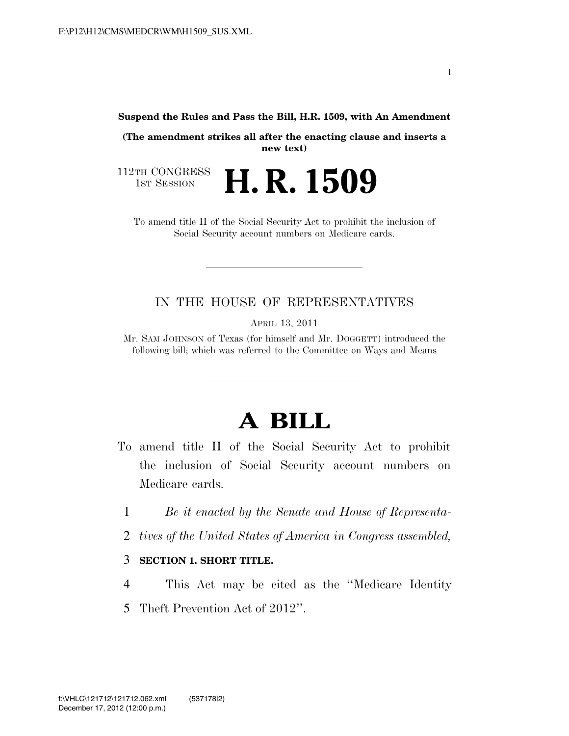**Suspend the Rules and Pass the Bill, H.R. 1509, with An Amendment**

**(The amendment strikes all after the enacting clause and inserts a new text)**

112TH CONGRESS
1ST SESSION

# H. R. 1509

To amend title II of the Social Security Act to prohibit the inclusion of Social Security account numbers on Medicare cards.

IN THE HOUSE OF REPRESENTATIVES

APRIL 13, 2011

Mr. SAM JOHNSON of Texas (for himself and Mr. DOGGETT) introduced the following bill; which was referred to the Committee on Ways and Means

# A BILL

To amend title II of the Social Security Act to prohibit the inclusion of Social Security account numbers on Medicare cards.

1 *Be it enacted by the Senate and House of Representa-*
2 *tives of the United States of America in Congress assembled,*

3 **SECTION 1. SHORT TITLE.**

4 This Act may be cited as the ''Medicare Identity
5 Theft Prevention Act of 2012''.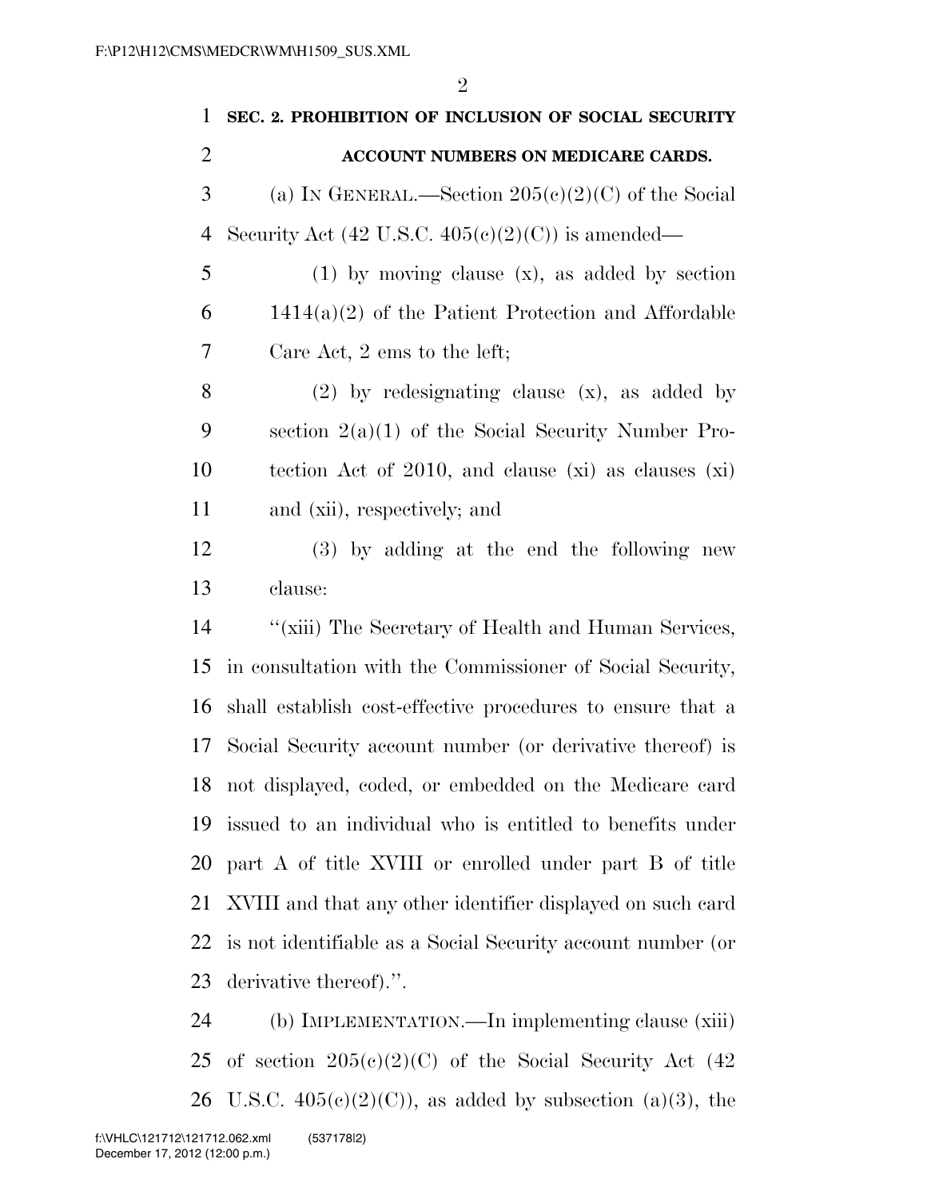**SEC. 2. PROHIBITION OF INCLUSION OF SOCIAL SECURITY ACCOUNT NUMBERS ON MEDICARE CARDS.**

(a) IN GENERAL.—Section 205(c)(2)(C) of the Social Security Act (42 U.S.C. 405(c)(2)(C)) is amended—

(1) by moving clause (x), as added by section 1414(a)(2) of the Patient Protection and Affordable Care Act, 2 ems to the left;

(2) by redesignating clause (x), as added by section 2(a)(1) of the Social Security Number Protection Act of 2010, and clause (xi) as clauses (xi) and (xii), respectively; and

(3) by adding at the end the following new clause:

"(xiii) The Secretary of Health and Human Services, in consultation with the Commissioner of Social Security, shall establish cost-effective procedures to ensure that a Social Security account number (or derivative thereof) is not displayed, coded, or embedded on the Medicare card issued to an individual who is entitled to benefits under part A of title XVIII or enrolled under part B of title XVIII and that any other identifier displayed on such card is not identifiable as a Social Security account number (or derivative thereof).".

(b) IMPLEMENTATION.—In implementing clause (xiii) of section 205(c)(2)(C) of the Social Security Act (42 U.S.C. 405(c)(2)(C)), as added by subsection (a)(3), the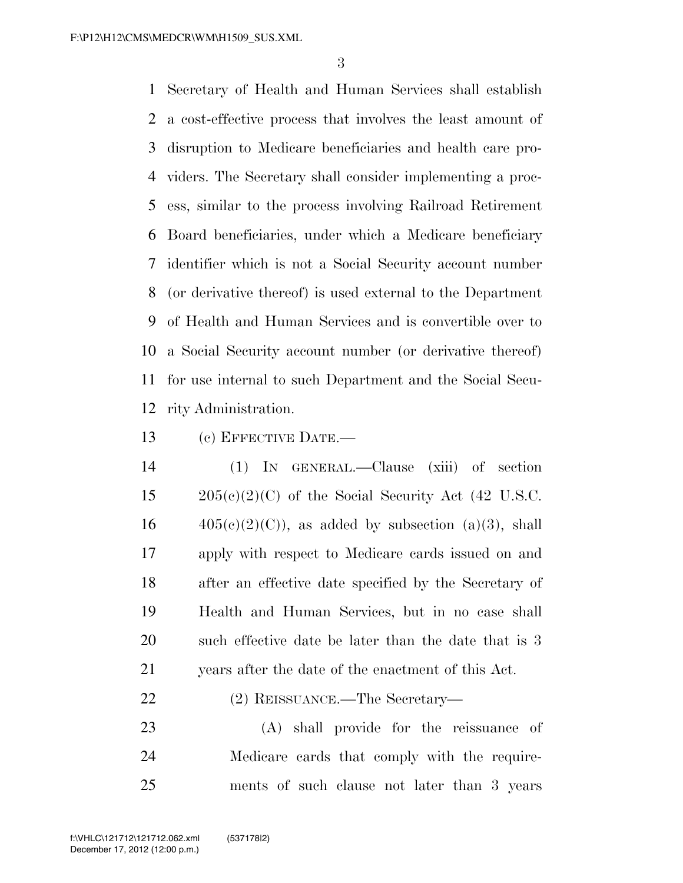Secretary of Health and Human Services shall establish a cost-effective process that involves the least amount of disruption to Medicare beneficiaries and health care providers. The Secretary shall consider implementing a process, similar to the process involving Railroad Retirement Board beneficiaries, under which a Medicare beneficiary identifier which is not a Social Security account number (or derivative thereof) is used external to the Department of Health and Human Services and is convertible over to a Social Security account number (or derivative thereof) for use internal to such Department and the Social Security Administration.

(c) EFFECTIVE DATE.—

(1) IN GENERAL.—Clause (xiii) of section 205(c)(2)(C) of the Social Security Act (42 U.S.C. 405(c)(2)(C)), as added by subsection (a)(3), shall apply with respect to Medicare cards issued on and after an effective date specified by the Secretary of Health and Human Services, but in no case shall such effective date be later than the date that is 3 years after the date of the enactment of this Act.

(2) REISSUANCE.—The Secretary—

(A) shall provide for the reissuance of Medicare cards that comply with the requirements of such clause not later than 3 years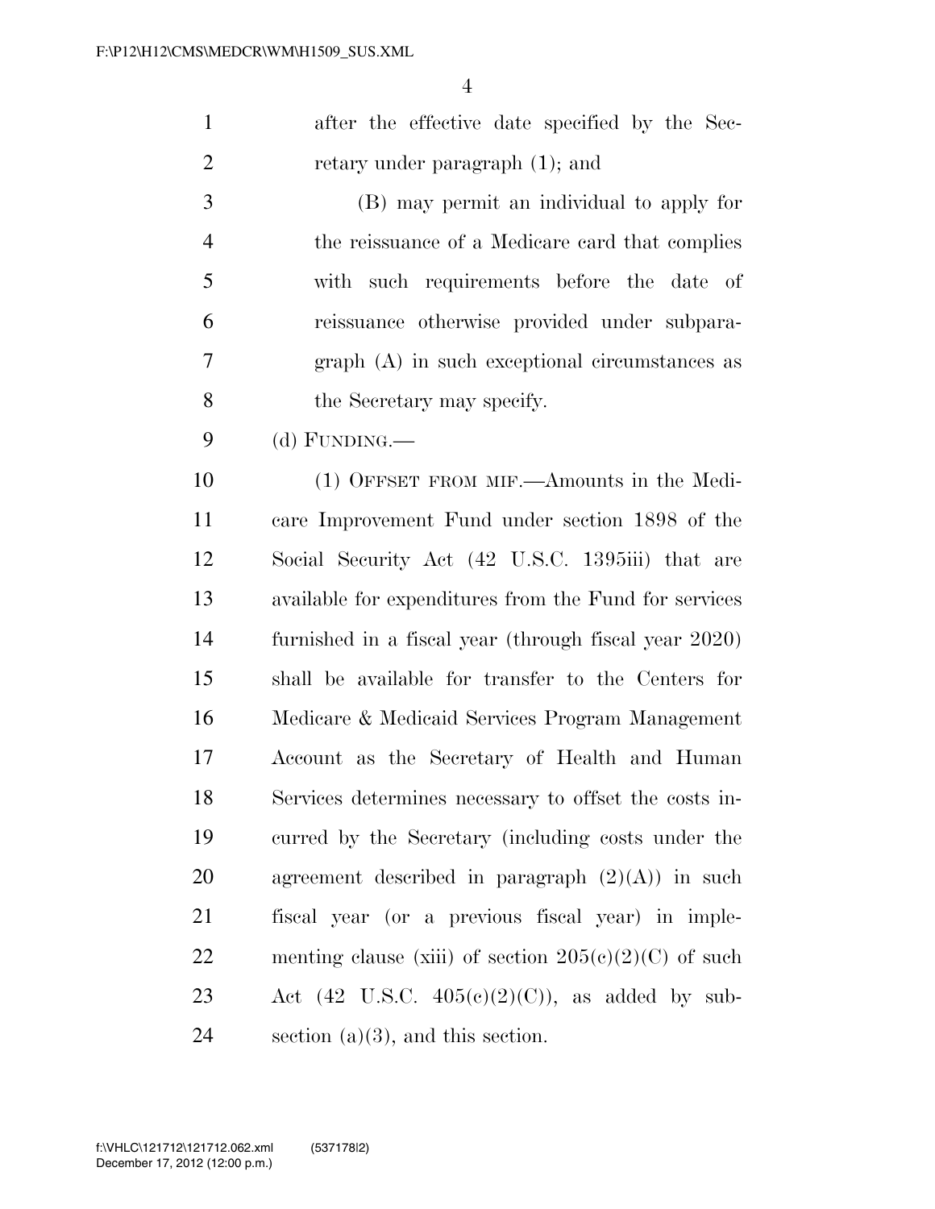after the effective date specified by the Secretary under paragraph (1); and

(B) may permit an individual to apply for the reissuance of a Medicare card that complies with such requirements before the date of reissuance otherwise provided under subparagraph (A) in such exceptional circumstances as the Secretary may specify.

(d) FUNDING.—

(1) OFFSET FROM MIF.—Amounts in the Medicare Improvement Fund under section 1898 of the Social Security Act (42 U.S.C. 1395iii) that are available for expenditures from the Fund for services furnished in a fiscal year (through fiscal year 2020) shall be available for transfer to the Centers for Medicare & Medicaid Services Program Management Account as the Secretary of Health and Human Services determines necessary to offset the costs incurred by the Secretary (including costs under the agreement described in paragraph (2)(A)) in such fiscal year (or a previous fiscal year) in implementing clause (xiii) of section 205(c)(2)(C) of such Act (42 U.S.C. 405(c)(2)(C)), as added by subsection (a)(3), and this section.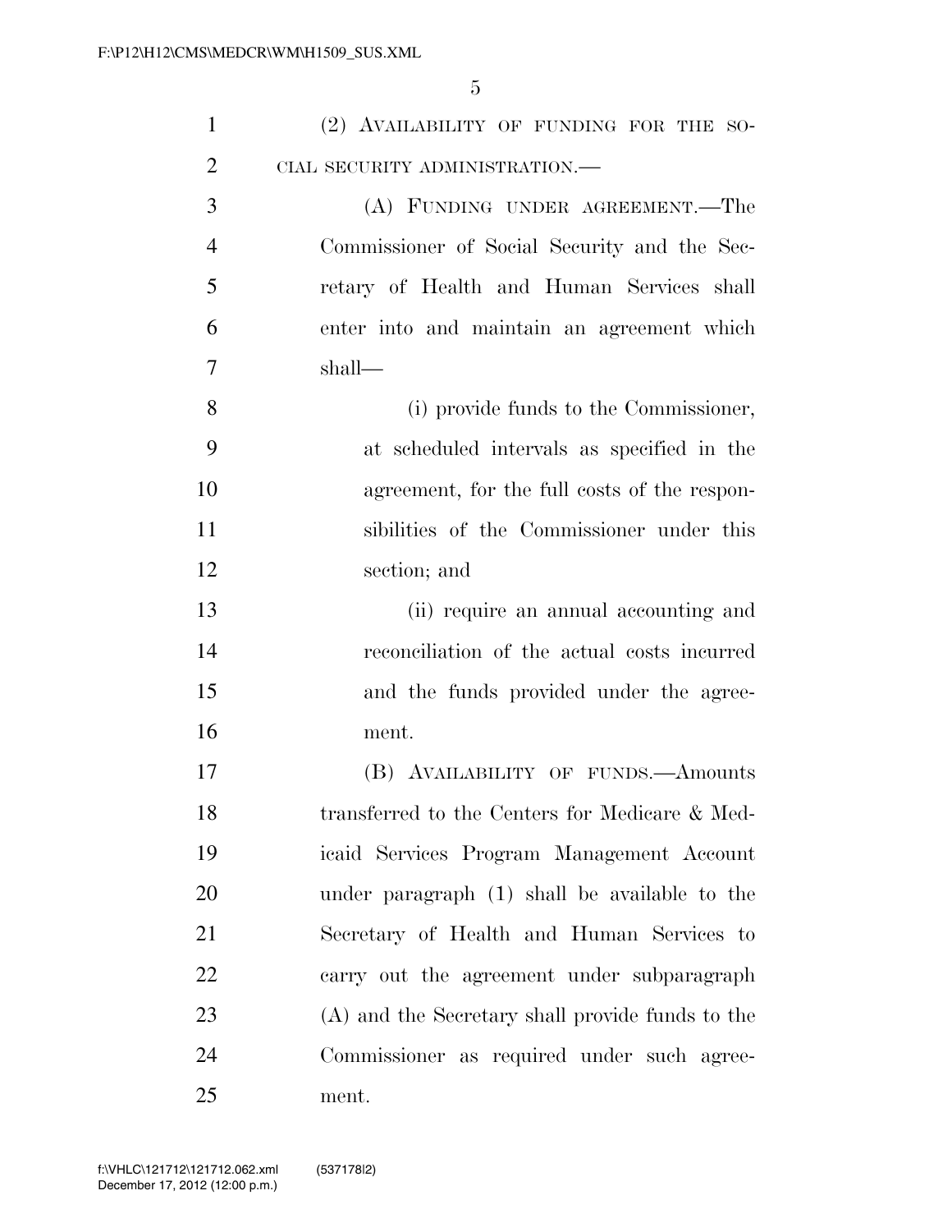(2) AVAILABILITY OF FUNDING FOR THE SOCIAL SECURITY ADMINISTRATION.—

(A) FUNDING UNDER AGREEMENT.—The Commissioner of Social Security and the Secretary of Health and Human Services shall enter into and maintain an agreement which shall—

(i) provide funds to the Commissioner, at scheduled intervals as specified in the agreement, for the full costs of the responsibilities of the Commissioner under this section; and

(ii) require an annual accounting and reconciliation of the actual costs incurred and the funds provided under the agreement.

(B) AVAILABILITY OF FUNDS.—Amounts transferred to the Centers for Medicare & Medicaid Services Program Management Account under paragraph (1) shall be available to the Secretary of Health and Human Services to carry out the agreement under subparagraph (A) and the Secretary shall provide funds to the Commissioner as required under such agreement.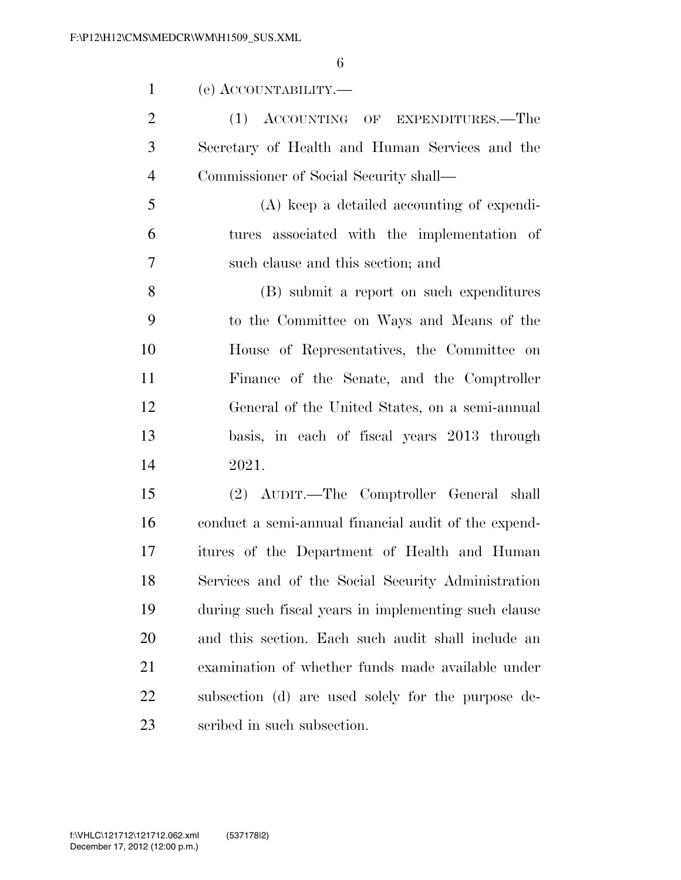(e) ACCOUNTABILITY.—

(1) ACCOUNTING OF EXPENDITURES.—The Secretary of Health and Human Services and the Commissioner of Social Security shall—

(A) keep a detailed accounting of expenditures associated with the implementation of such clause and this section; and

(B) submit a report on such expenditures to the Committee on Ways and Means of the House of Representatives, the Committee on Finance of the Senate, and the Comptroller General of the United States, on a semi-annual basis, in each of fiscal years 2013 through 2021.

(2) AUDIT.—The Comptroller General shall conduct a semi-annual financial audit of the expenditures of the Department of Health and Human Services and of the Social Security Administration during such fiscal years in implementing such clause and this section. Each such audit shall include an examination of whether funds made available under subsection (d) are used solely for the purpose described in such subsection.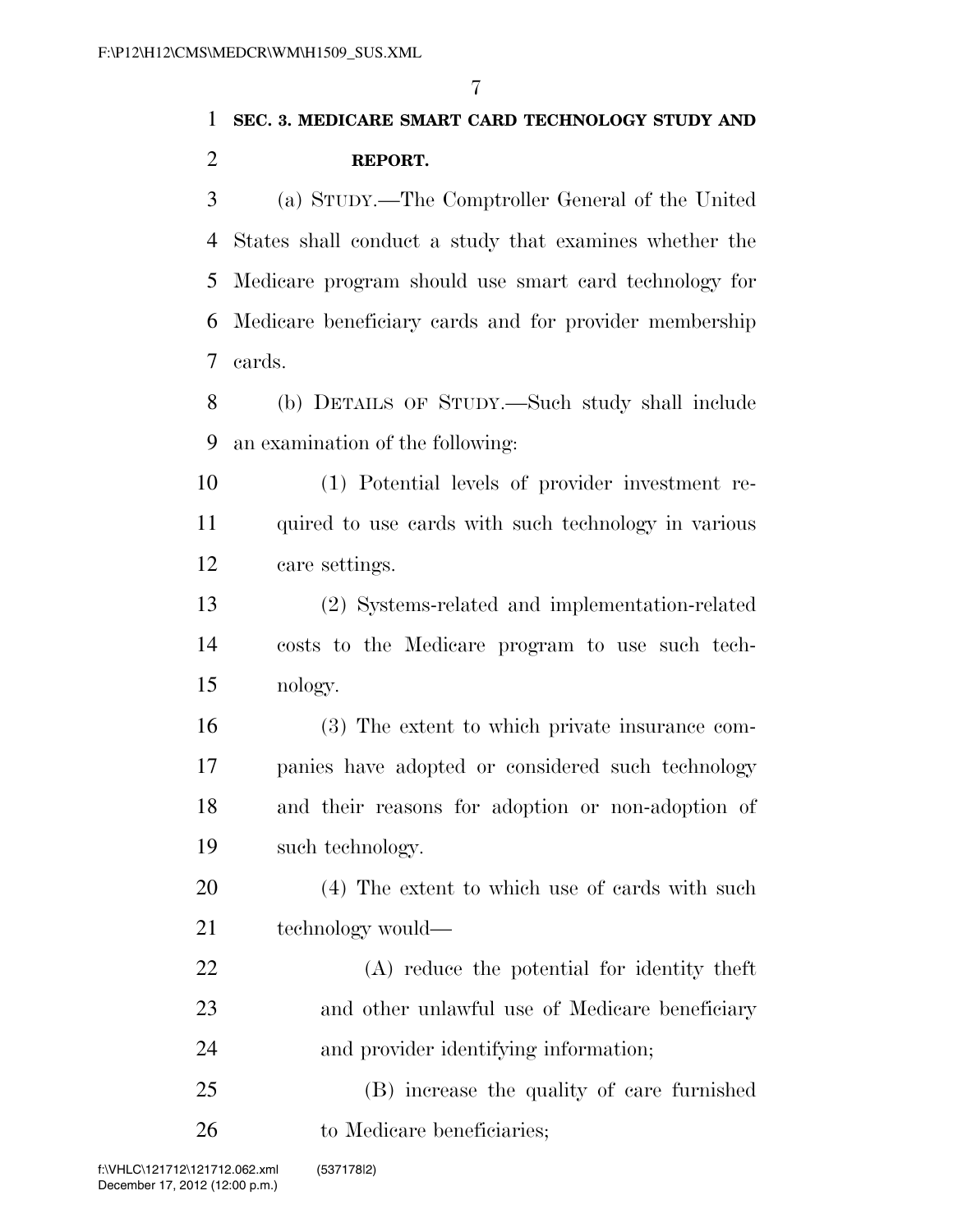**SEC. 3. MEDICARE SMART CARD TECHNOLOGY STUDY AND REPORT.**

(a) STUDY.—The Comptroller General of the United States shall conduct a study that examines whether the Medicare program should use smart card technology for Medicare beneficiary cards and for provider membership cards.

(b) DETAILS OF STUDY.—Such study shall include an examination of the following:

(1) Potential levels of provider investment required to use cards with such technology in various care settings.

(2) Systems-related and implementation-related costs to the Medicare program to use such technology.

(3) The extent to which private insurance companies have adopted or considered such technology and their reasons for adoption or non-adoption of such technology.

(4) The extent to which use of cards with such technology would—

(A) reduce the potential for identity theft and other unlawful use of Medicare beneficiary and provider identifying information;

(B) increase the quality of care furnished to Medicare beneficiaries;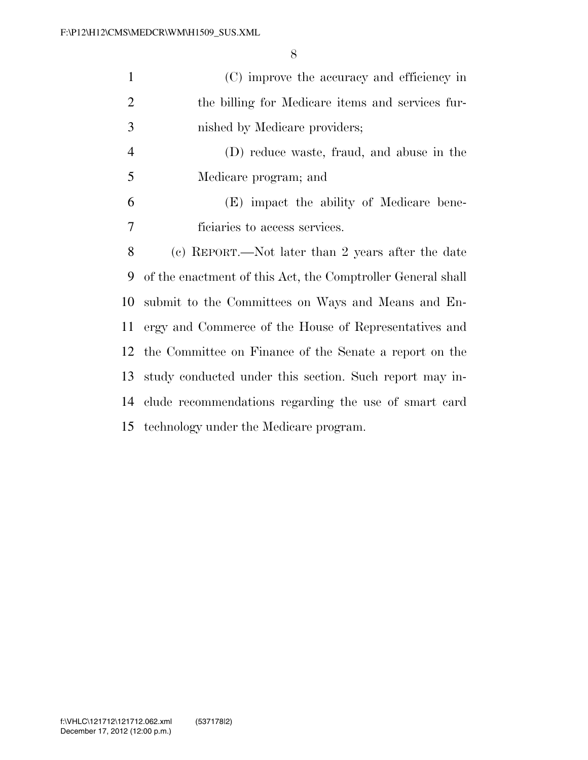(C) improve the accuracy and efficiency in the billing for Medicare items and services furnished by Medicare providers;

(D) reduce waste, fraud, and abuse in the Medicare program; and

(E) impact the ability of Medicare beneficiaries to access services.

(c) REPORT.—Not later than 2 years after the date of the enactment of this Act, the Comptroller General shall submit to the Committees on Ways and Means and Energy and Commerce of the House of Representatives and the Committee on Finance of the Senate a report on the study conducted under this section. Such report may include recommendations regarding the use of smart card technology under the Medicare program.